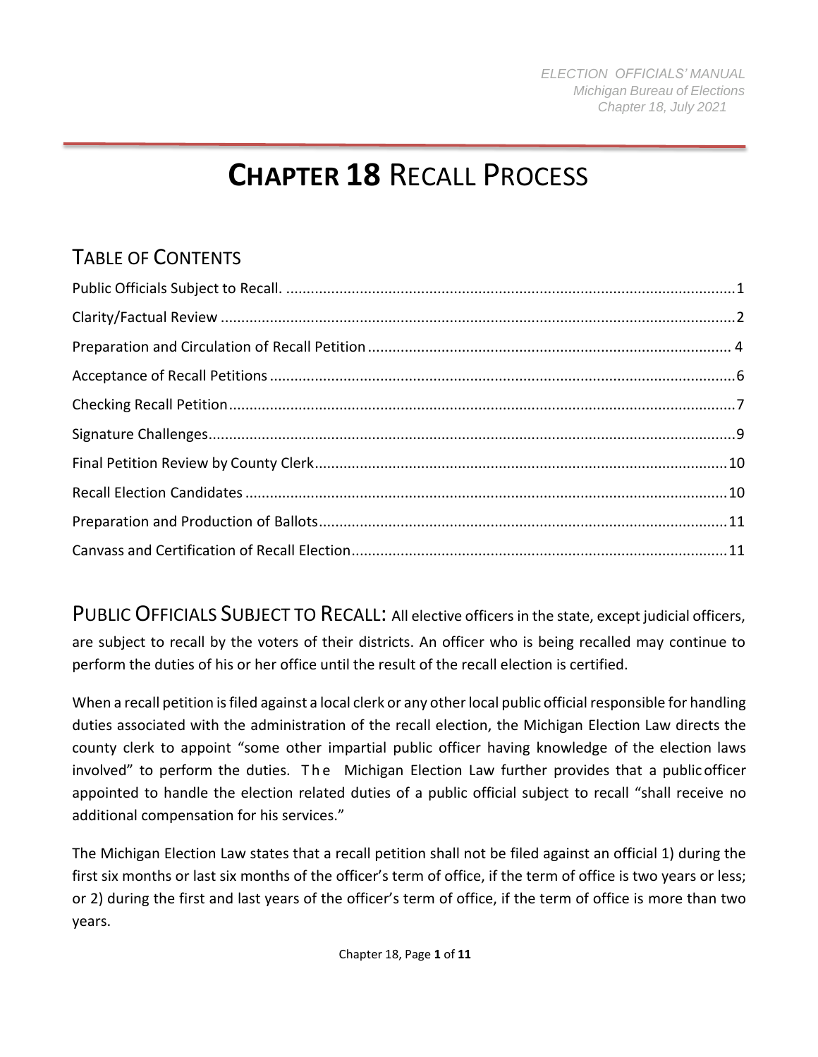# CHAPTER 18 RECALL PROCESS

## TABLE OF CONTENTS

Public Officials Subject to Recall. ....................................................................................................1
Clarity/Factual Review ...................................................................................................................2
Preparation and Circulation of Recall Petition .............................................................................. 4
Acceptance of Recall Petitions .......................................................................................................6
Checking Recall Petition.................................................................................................................7
Signature Challenges.......................................................................................................................9
Final Petition Review by County Clerk...........................................................................................10
Recall Election Candidates ............................................................................................................10
Preparation and Production of Ballots..........................................................................................11
Canvass and Certification of Recall Election.................................................................................11

PUBLIC OFFICIALS SUBJECT TO RECALL: All elective officers in the state, except judicial officers, are subject to recall by the voters of their districts. An officer who is being recalled may continue to perform the duties of his or her office until the result of the recall election is certified.

When a recall petition is filed against a local clerk or any other local public official responsible for handling duties associated with the administration of the recall election, the Michigan Election Law directs the county clerk to appoint "some other impartial public officer having knowledge of the election laws involved" to perform the duties. The Michigan Election Law further provides that a public officer appointed to handle the election related duties of a public official subject to recall "shall receive no additional compensation for his services."

The Michigan Election Law states that a recall petition shall not be filed against an official 1) during the first six months or last six months of the officer's term of office, if the term of office is two years or less; or 2) during the first and last years of the officer's term of office, if the term of office is more than two years.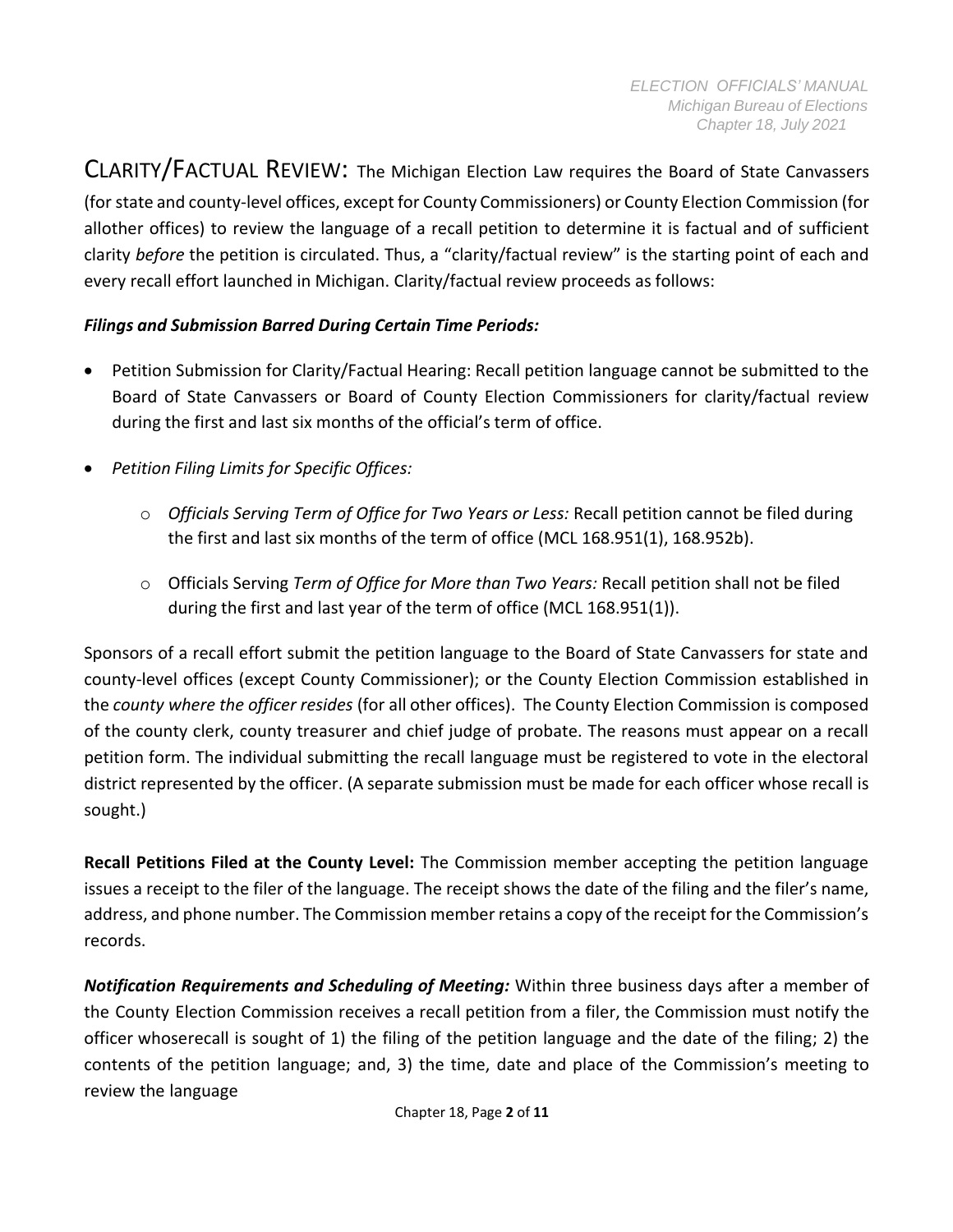CLARITY/FACTUAL REVIEW: The Michigan Election Law requires the Board of State Canvassers (for state and county-level offices, except for County Commissioners) or County Election Commission (for allother offices) to review the language of a recall petition to determine it is factual and of sufficient clarity *before* the petition is circulated. Thus, a "clarity/factual review" is the starting point of each and every recall effort launched in Michigan. Clarity/factual review proceeds as follows:

***Filings and Submission Barred During Certain Time Periods:***

- Petition Submission for Clarity/Factual Hearing: Recall petition language cannot be submitted to the Board of State Canvassers or Board of County Election Commissioners for clarity/factual review during the first and last six months of the official's term of office.
- *Petition Filing Limits for Specific Offices:*
  - *Officials Serving Term of Office for Two Years or Less:* Recall petition cannot be filed during the first and last six months of the term of office (MCL 168.951(1), 168.952b).
  - Officials Serving *Term of Office for More than Two Years:* Recall petition shall not be filed during the first and last year of the term of office (MCL 168.951(1)).

Sponsors of a recall effort submit the petition language to the Board of State Canvassers for state and county-level offices (except County Commissioner); or the County Election Commission established in the *county where the officer resides* (for all other offices). The County Election Commission is composed of the county clerk, county treasurer and chief judge of probate. The reasons must appear on a recall petition form. The individual submitting the recall language must be registered to vote in the electoral district represented by the officer. (A separate submission must be made for each officer whose recall is sought.)

**Recall Petitions Filed at the County Level:** The Commission member accepting the petition language issues a receipt to the filer of the language. The receipt shows the date of the filing and the filer's name, address, and phone number. The Commission member retains a copy of the receipt for the Commission's records.

***Notification Requirements and Scheduling of Meeting:*** Within three business days after a member of the County Election Commission receives a recall petition from a filer, the Commission must notify the officer whoserecall is sought of 1) the filing of the petition language and the date of the filing; 2) the contents of the petition language; and, 3) the time, date and place of the Commission's meeting to review the language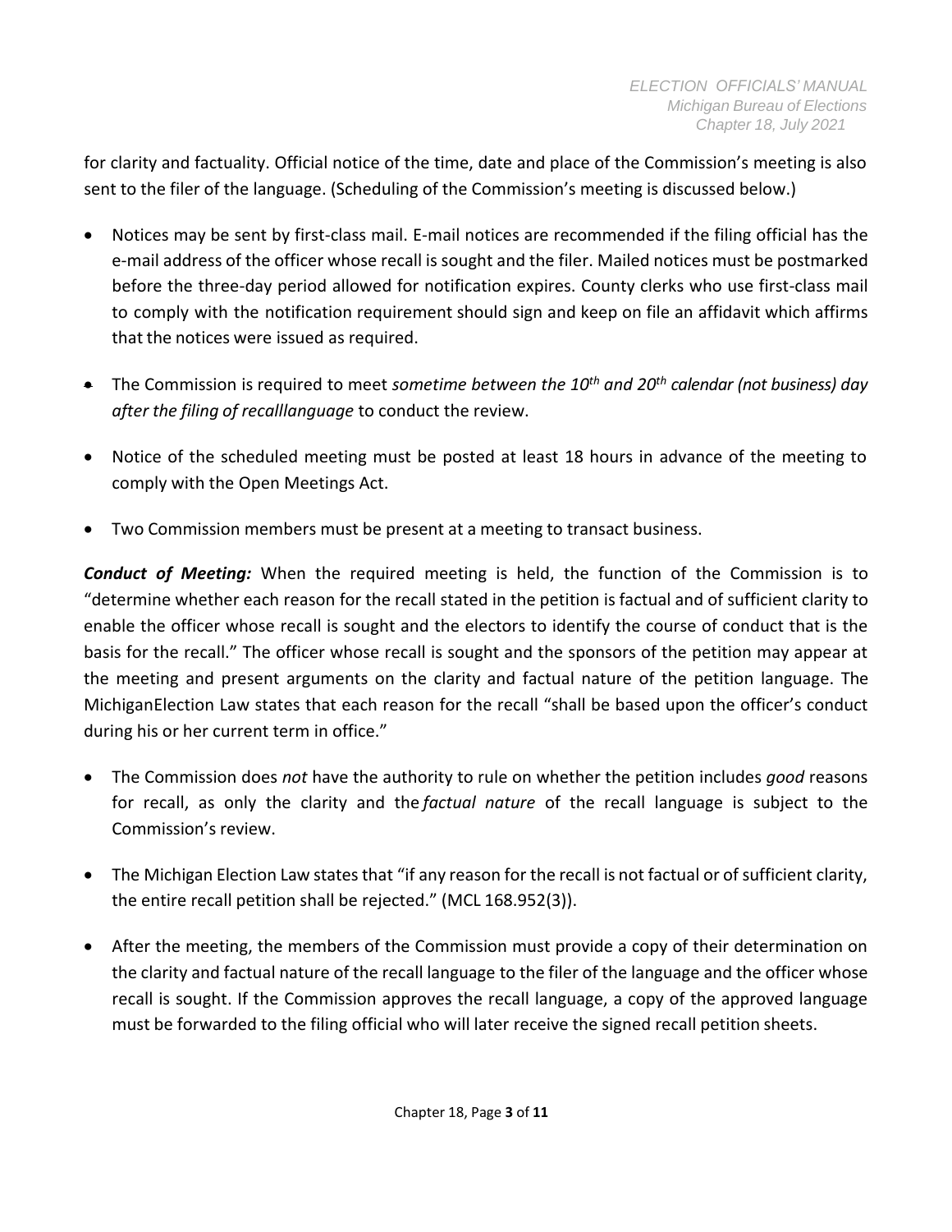for clarity and factuality. Official notice of the time, date and place of the Commission's meeting is also sent to the filer of the language. (Scheduling of the Commission's meeting is discussed below.)

- Notices may be sent by first-class mail. E-mail notices are recommended if the filing official has the e-mail address of the officer whose recall is sought and the filer. Mailed notices must be postmarked before the three-day period allowed for notification expires. County clerks who use first-class mail to comply with the notification requirement should sign and keep on file an affidavit which affirms that the notices were issued as required.

- The Commission is required to meet *sometime between the 10th and 20th calendar (not business) day after the filing of recalllanguage* to conduct the review.

- Notice of the scheduled meeting must be posted at least 18 hours in advance of the meeting to comply with the Open Meetings Act.

- Two Commission members must be present at a meeting to transact business.

***Conduct of Meeting:*** When the required meeting is held, the function of the Commission is to "determine whether each reason for the recall stated in the petition is factual and of sufficient clarity to enable the officer whose recall is sought and the electors to identify the course of conduct that is the basis for the recall." The officer whose recall is sought and the sponsors of the petition may appear at the meeting and present arguments on the clarity and factual nature of the petition language. The MichiganElection Law states that each reason for the recall "shall be based upon the officer's conduct during his or her current term in office."

- The Commission does *not* have the authority to rule on whether the petition includes *good* reasons for recall, as only the clarity and the *factual nature* of the recall language is subject to the Commission's review.

- The Michigan Election Law states that "if any reason for the recall is not factual or of sufficient clarity, the entire recall petition shall be rejected." (MCL 168.952(3)).

- After the meeting, the members of the Commission must provide a copy of their determination on the clarity and factual nature of the recall language to the filer of the language and the officer whose recall is sought. If the Commission approves the recall language, a copy of the approved language must be forwarded to the filing official who will later receive the signed recall petition sheets.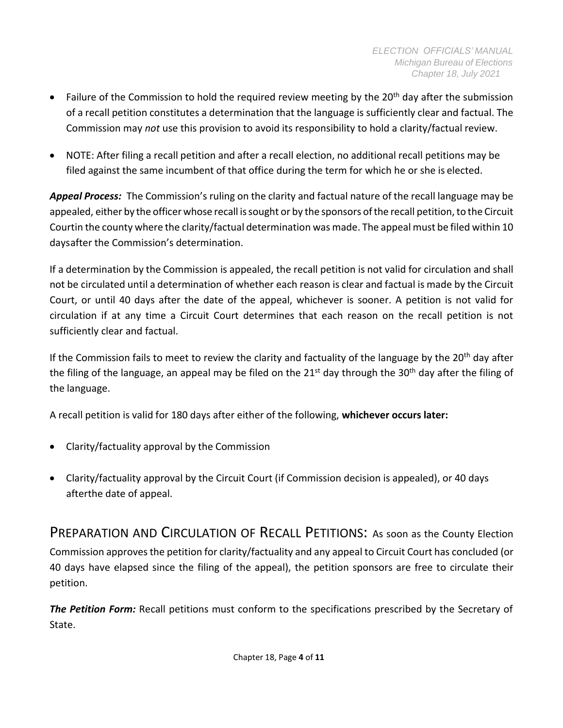- Failure of the Commission to hold the required review meeting by the 20th day after the submission of a recall petition constitutes a determination that the language is sufficiently clear and factual. The Commission may *not* use this provision to avoid its responsibility to hold a clarity/factual review.

- NOTE: After filing a recall petition and after a recall election, no additional recall petitions may be filed against the same incumbent of that office during the term for which he or she is elected.

***Appeal Process:*** The Commission's ruling on the clarity and factual nature of the recall language may be appealed, either by the officer whose recall is sought or by the sponsors of the recall petition, to the Circuit Courtin the county where the clarity/factual determination was made. The appeal must be filed within 10 daysafter the Commission's determination.

If a determination by the Commission is appealed, the recall petition is not valid for circulation and shall not be circulated until a determination of whether each reason is clear and factual is made by the Circuit Court, or until 40 days after the date of the appeal, whichever is sooner. A petition is not valid for circulation if at any time a Circuit Court determines that each reason on the recall petition is not sufficiently clear and factual.

If the Commission fails to meet to review the clarity and factuality of the language by the 20th day after the filing of the language, an appeal may be filed on the 21st day through the 30th day after the filing of the language.

A recall petition is valid for 180 days after either of the following, **whichever occurs later:**

- Clarity/factuality approval by the Commission

- Clarity/factuality approval by the Circuit Court (if Commission decision is appealed), or 40 days afterthe date of appeal.

## PREPARATION AND CIRCULATION OF RECALL PETITIONS:

As soon as the County Election Commission approves the petition for clarity/factuality and any appeal to Circuit Court has concluded (or 40 days have elapsed since the filing of the appeal), the petition sponsors are free to circulate their petition.

***The Petition Form:*** Recall petitions must conform to the specifications prescribed by the Secretary of State.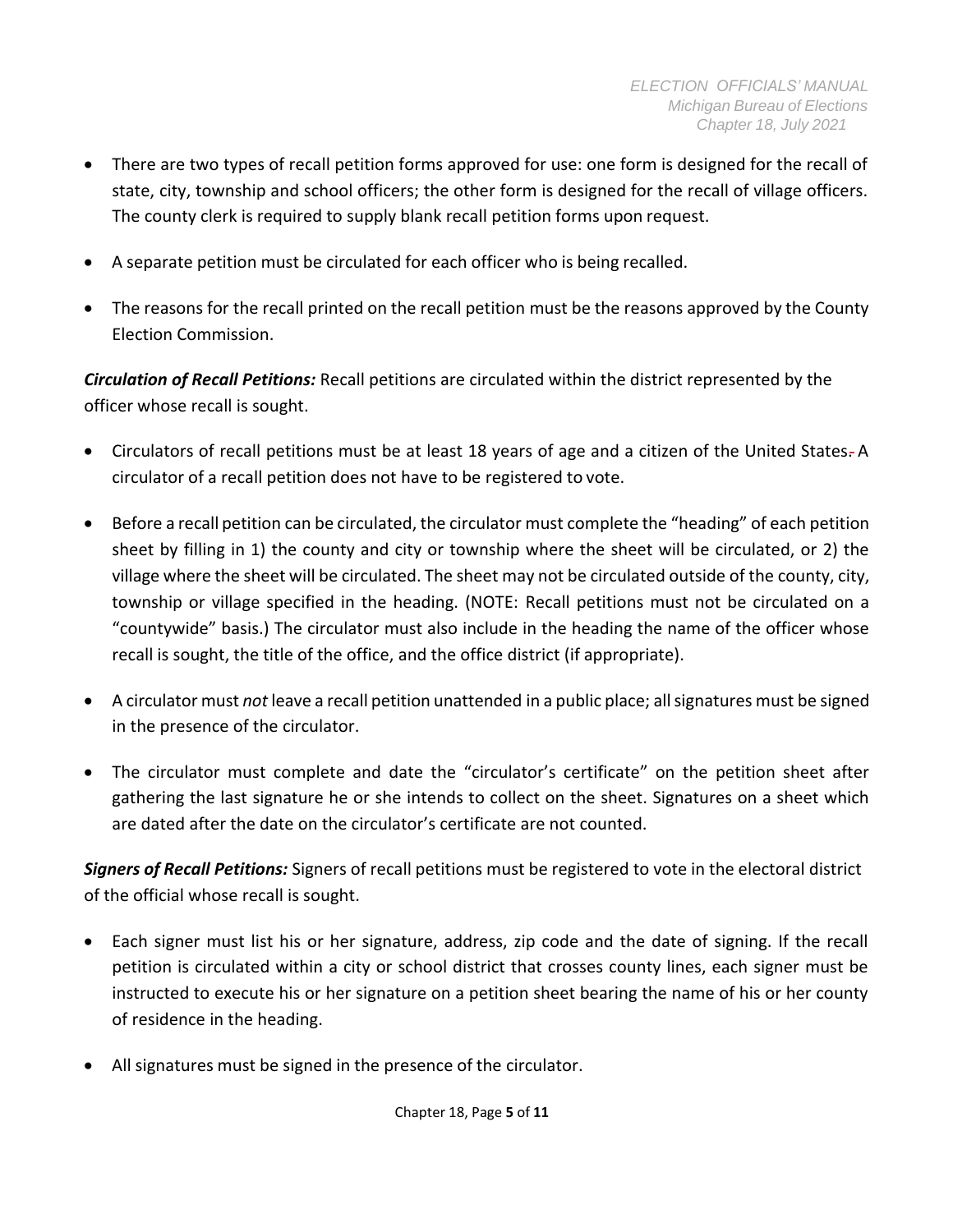- There are two types of recall petition forms approved for use: one form is designed for the recall of state, city, township and school officers; the other form is designed for the recall of village officers. The county clerk is required to supply blank recall petition forms upon request.

- A separate petition must be circulated for each officer who is being recalled.

- The reasons for the recall printed on the recall petition must be the reasons approved by the County Election Commission.

***Circulation of Recall Petitions:*** Recall petitions are circulated within the district represented by the officer whose recall is sought.

- Circulators of recall petitions must be at least 18 years of age and a citizen of the United States. A circulator of a recall petition does not have to be registered to vote.

- Before a recall petition can be circulated, the circulator must complete the "heading" of each petition sheet by filling in 1) the county and city or township where the sheet will be circulated, or 2) the village where the sheet will be circulated. The sheet may not be circulated outside of the county, city, township or village specified in the heading. (NOTE: Recall petitions must not be circulated on a "countywide" basis.) The circulator must also include in the heading the name of the officer whose recall is sought, the title of the office, and the office district (if appropriate).

- A circulator must *not* leave a recall petition unattended in a public place; all signatures must be signed in the presence of the circulator.

- The circulator must complete and date the "circulator's certificate" on the petition sheet after gathering the last signature he or she intends to collect on the sheet. Signatures on a sheet which are dated after the date on the circulator's certificate are not counted.

***Signers of Recall Petitions:*** Signers of recall petitions must be registered to vote in the electoral district of the official whose recall is sought.

- Each signer must list his or her signature, address, zip code and the date of signing. If the recall petition is circulated within a city or school district that crosses county lines, each signer must be instructed to execute his or her signature on a petition sheet bearing the name of his or her county of residence in the heading.

- All signatures must be signed in the presence of the circulator.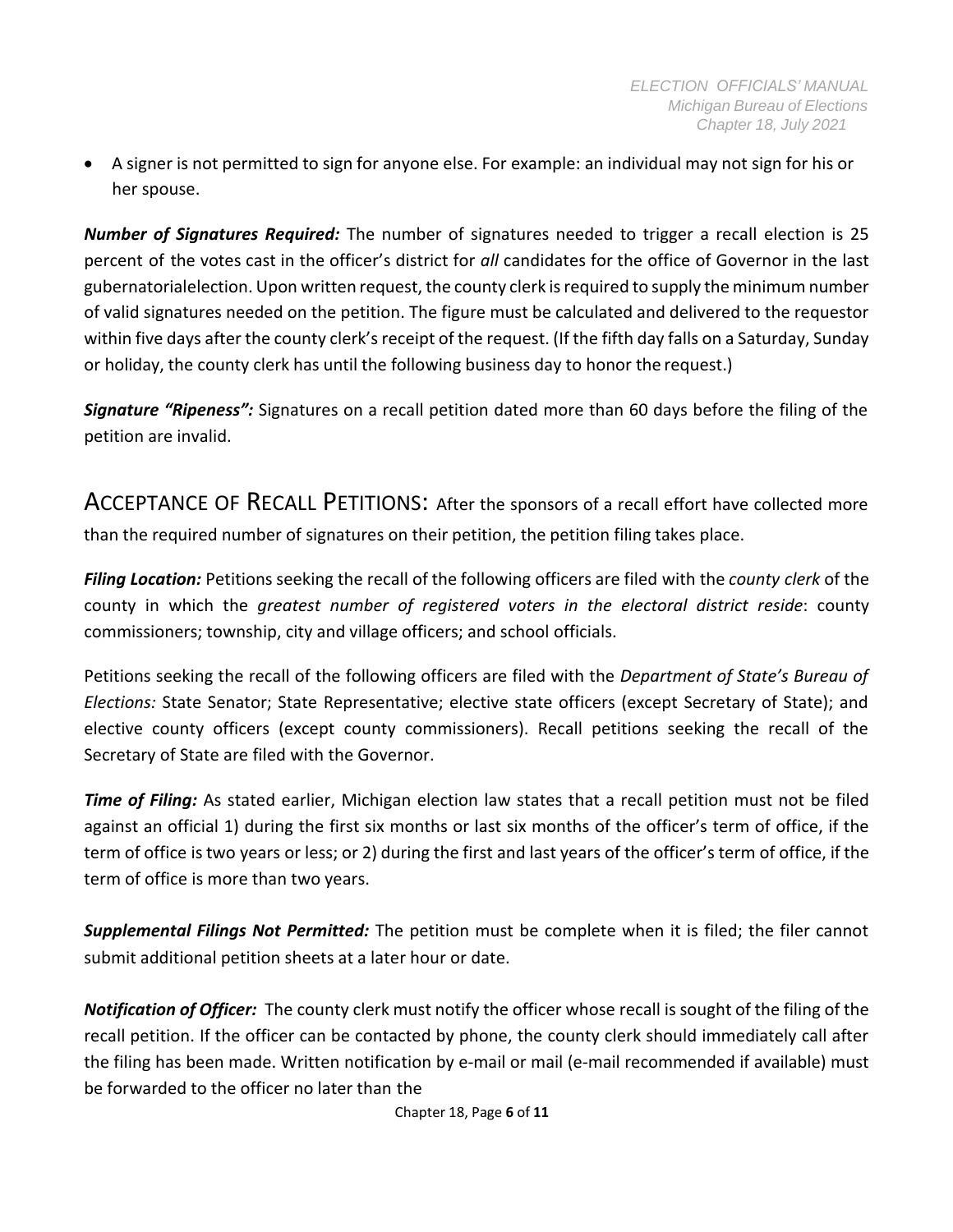- A signer is not permitted to sign for anyone else. For example: an individual may not sign for his or her spouse.

***Number of Signatures Required:*** The number of signatures needed to trigger a recall election is 25 percent of the votes cast in the officer's district for *all* candidates for the office of Governor in the last gubernatorialelection. Upon written request, the county clerk is required to supply the minimum number of valid signatures needed on the petition. The figure must be calculated and delivered to the requestor within five days after the county clerk's receipt of the request. (If the fifth day falls on a Saturday, Sunday or holiday, the county clerk has until the following business day to honor the request.)

***Signature "Ripeness":*** Signatures on a recall petition dated more than 60 days before the filing of the petition are invalid.

## ACCEPTANCE OF RECALL PETITIONS: After the sponsors of a recall effort have collected more than the required number of signatures on their petition, the petition filing takes place.

***Filing Location:*** Petitions seeking the recall of the following officers are filed with the *county clerk* of the county in which the *greatest number of registered voters in the electoral district reside*: county commissioners; township, city and village officers; and school officials.

Petitions seeking the recall of the following officers are filed with the *Department of State's Bureau of Elections:* State Senator; State Representative; elective state officers (except Secretary of State); and elective county officers (except county commissioners). Recall petitions seeking the recall of the Secretary of State are filed with the Governor.

***Time of Filing:*** As stated earlier, Michigan election law states that a recall petition must not be filed against an official 1) during the first six months or last six months of the officer's term of office, if the term of office is two years or less; or 2) during the first and last years of the officer's term of office, if the term of office is more than two years.

***Supplemental Filings Not Permitted:*** The petition must be complete when it is filed; the filer cannot submit additional petition sheets at a later hour or date.

***Notification of Officer:*** The county clerk must notify the officer whose recall is sought of the filing of the recall petition. If the officer can be contacted by phone, the county clerk should immediately call after the filing has been made. Written notification by e-mail or mail (e-mail recommended if available) must be forwarded to the officer no later than the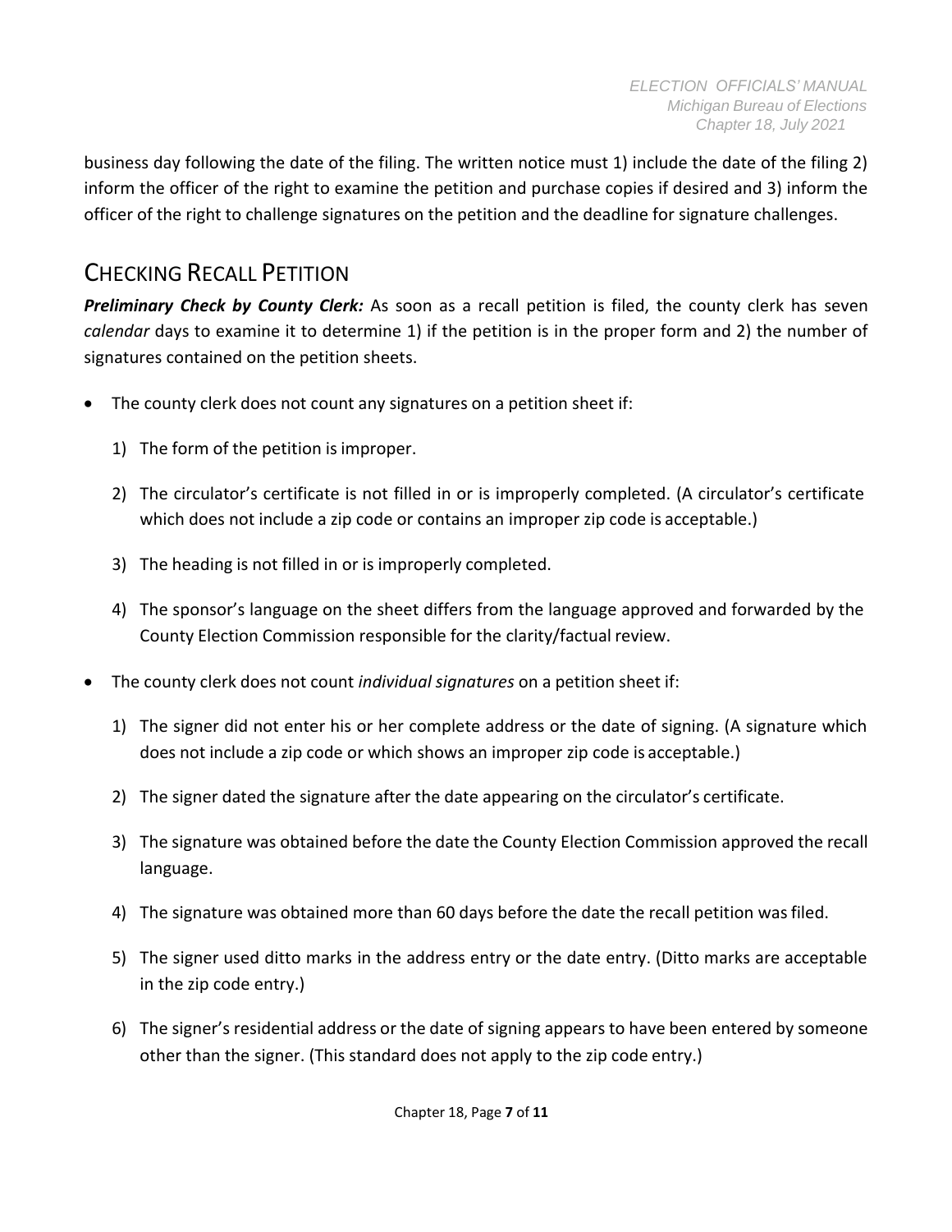business day following the date of the filing. The written notice must 1) include the date of the filing 2) inform the officer of the right to examine the petition and purchase copies if desired and 3) inform the officer of the right to challenge signatures on the petition and the deadline for signature challenges.

## CHECKING RECALL PETITION

***Preliminary Check by County Clerk:*** As soon as a recall petition is filed, the county clerk has seven *calendar* days to examine it to determine 1) if the petition is in the proper form and 2) the number of signatures contained on the petition sheets.

- The county clerk does not count any signatures on a petition sheet if:
  1) The form of the petition is improper.
  2) The circulator's certificate is not filled in or is improperly completed. (A circulator's certificate which does not include a zip code or contains an improper zip code is acceptable.)
  3) The heading is not filled in or is improperly completed.
  4) The sponsor's language on the sheet differs from the language approved and forwarded by the County Election Commission responsible for the clarity/factual review.
- The county clerk does not count *individual signatures* on a petition sheet if:
  1) The signer did not enter his or her complete address or the date of signing. (A signature which does not include a zip code or which shows an improper zip code is acceptable.)
  2) The signer dated the signature after the date appearing on the circulator's certificate.
  3) The signature was obtained before the date the County Election Commission approved the recall language.
  4) The signature was obtained more than 60 days before the date the recall petition was filed.
  5) The signer used ditto marks in the address entry or the date entry. (Ditto marks are acceptable in the zip code entry.)
  6) The signer's residential address or the date of signing appears to have been entered by someone other than the signer. (This standard does not apply to the zip code entry.)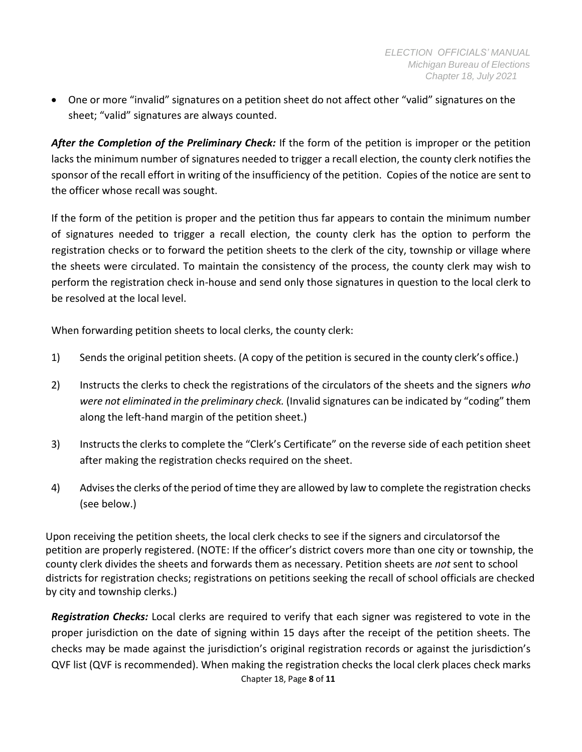- One or more "invalid" signatures on a petition sheet do not affect other "valid" signatures on the sheet; "valid" signatures are always counted.

***After the Completion of the Preliminary Check:*** If the form of the petition is improper or the petition lacks the minimum number of signatures needed to trigger a recall election, the county clerk notifies the sponsor of the recall effort in writing of the insufficiency of the petition. Copies of the notice are sent to the officer whose recall was sought.

If the form of the petition is proper and the petition thus far appears to contain the minimum number of signatures needed to trigger a recall election, the county clerk has the option to perform the registration checks or to forward the petition sheets to the clerk of the city, township or village where the sheets were circulated. To maintain the consistency of the process, the county clerk may wish to perform the registration check in-house and send only those signatures in question to the local clerk to be resolved at the local level.

When forwarding petition sheets to local clerks, the county clerk:

1) Sends the original petition sheets. (A copy of the petition is secured in the county clerk's office.)

2) Instructs the clerks to check the registrations of the circulators of the sheets and the signers *who were not eliminated in the preliminary check.* (Invalid signatures can be indicated by "coding" them along the left-hand margin of the petition sheet.)

3) Instructs the clerks to complete the "Clerk's Certificate" on the reverse side of each petition sheet after making the registration checks required on the sheet.

4) Advises the clerks of the period of time they are allowed by law to complete the registration checks (see below.)

Upon receiving the petition sheets, the local clerk checks to see if the signers and circulatorsof the petition are properly registered. (NOTE: If the officer's district covers more than one city or township, the county clerk divides the sheets and forwards them as necessary. Petition sheets are *not* sent to school districts for registration checks; registrations on petitions seeking the recall of school officials are checked by city and township clerks.)

***Registration Checks:*** Local clerks are required to verify that each signer was registered to vote in the proper jurisdiction on the date of signing within 15 days after the receipt of the petition sheets. The checks may be made against the jurisdiction's original registration records or against the jurisdiction's QVF list (QVF is recommended). When making the registration checks the local clerk places check marks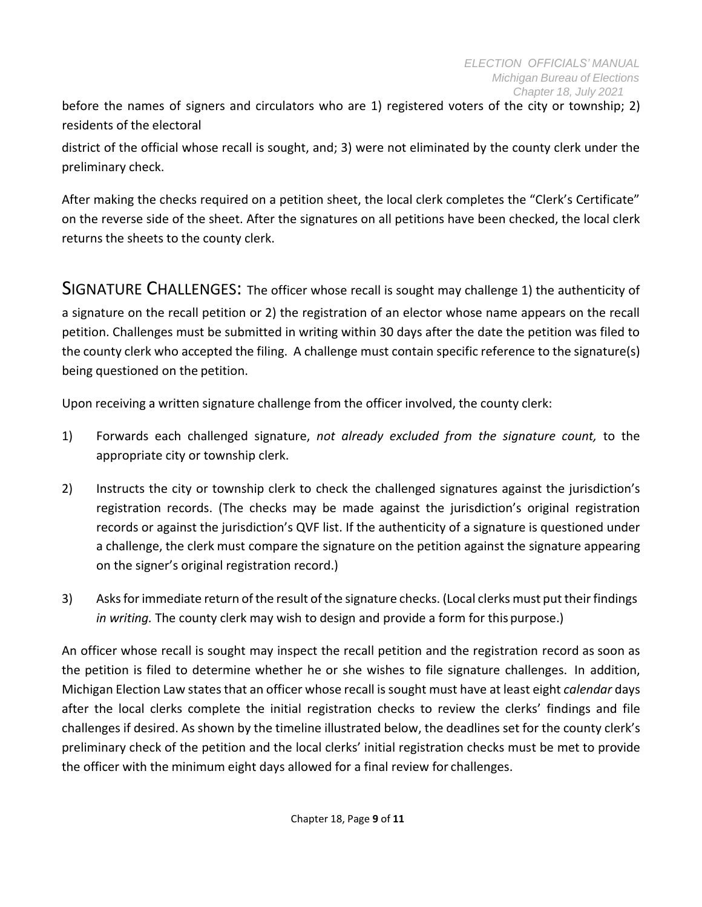before the names of signers and circulators who are 1) registered voters of the city or township; 2) residents of the electoral district of the official whose recall is sought, and; 3) were not eliminated by the county clerk under the preliminary check.

After making the checks required on a petition sheet, the local clerk completes the "Clerk's Certificate" on the reverse side of the sheet. After the signatures on all petitions have been checked, the local clerk returns the sheets to the county clerk.

## SIGNATURE CHALLENGES:

The officer whose recall is sought may challenge 1) the authenticity of a signature on the recall petition or 2) the registration of an elector whose name appears on the recall petition. Challenges must be submitted in writing within 30 days after the date the petition was filed to the county clerk who accepted the filing. A challenge must contain specific reference to the signature(s) being questioned on the petition.

Upon receiving a written signature challenge from the officer involved, the county clerk:

1) Forwards each challenged signature, *not already excluded from the signature count,* to the appropriate city or township clerk.
2) Instructs the city or township clerk to check the challenged signatures against the jurisdiction's registration records. (The checks may be made against the jurisdiction's original registration records or against the jurisdiction's QVF list. If the authenticity of a signature is questioned under a challenge, the clerk must compare the signature on the petition against the signature appearing on the signer's original registration record.)
3) Asks for immediate return of the result of the signature checks. (Local clerks must put their findings *in writing.* The county clerk may wish to design and provide a form for this purpose.)

An officer whose recall is sought may inspect the recall petition and the registration record as soon as the petition is filed to determine whether he or she wishes to file signature challenges. In addition, Michigan Election Law states that an officer whose recall is sought must have at least eight *calendar* days after the local clerks complete the initial registration checks to review the clerks' findings and file challenges if desired. As shown by the timeline illustrated below, the deadlines set for the county clerk's preliminary check of the petition and the local clerks' initial registration checks must be met to provide the officer with the minimum eight days allowed for a final review for challenges.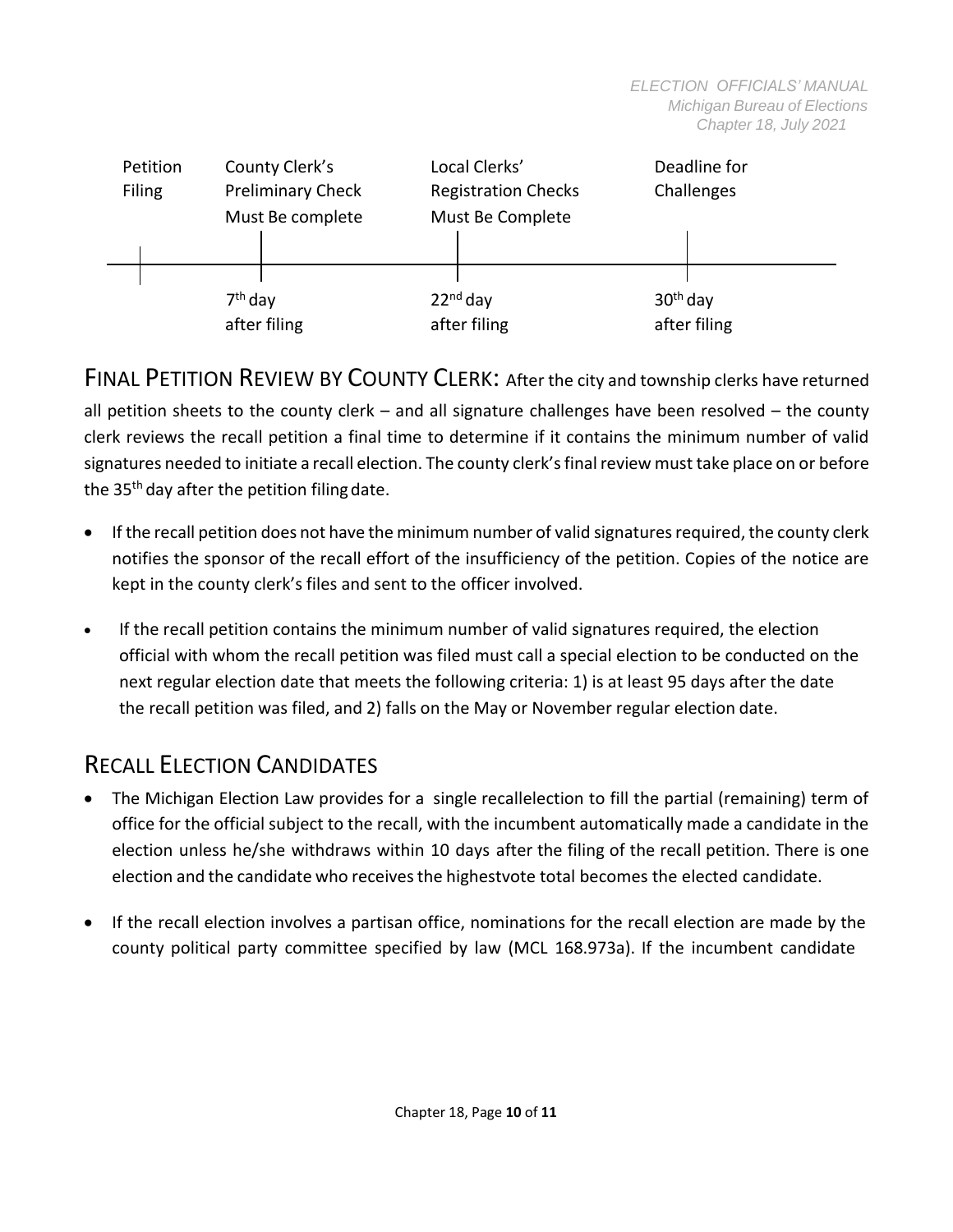| Petition Filing | County Clerk's Preliminary Check Must Be complete | Local Clerks' Registration Checks Must Be Complete | Deadline for Challenges |
| --- | --- | --- | --- |
| | 7th day after filing | 22nd day after filing | 30th day after filing |

## FINAL PETITION REVIEW BY COUNTY CLERK:

After the city and township clerks have returned all petition sheets to the county clerk – and all signature challenges have been resolved – the county clerk reviews the recall petition a final time to determine if it contains the minimum number of valid signatures needed to initiate a recall election. The county clerk's final review must take place on or before the 35th day after the petition filing date.

- If the recall petition does not have the minimum number of valid signatures required, the county clerk notifies the sponsor of the recall effort of the insufficiency of the petition. Copies of the notice are kept in the county clerk's files and sent to the officer involved.
- If the recall petition contains the minimum number of valid signatures required, the election official with whom the recall petition was filed must call a special election to be conducted on the next regular election date that meets the following criteria: 1) is at least 95 days after the date the recall petition was filed, and 2) falls on the May or November regular election date.

## RECALL ELECTION CANDIDATES

- The Michigan Election Law provides for a single recallelection to fill the partial (remaining) term of office for the official subject to the recall, with the incumbent automatically made a candidate in the election unless he/she withdraws within 10 days after the filing of the recall petition. There is one election and the candidate who receives the highestvote total becomes the elected candidate.
- If the recall election involves a partisan office, nominations for the recall election are made by the county political party committee specified by law (MCL 168.973a). If the incumbent candidate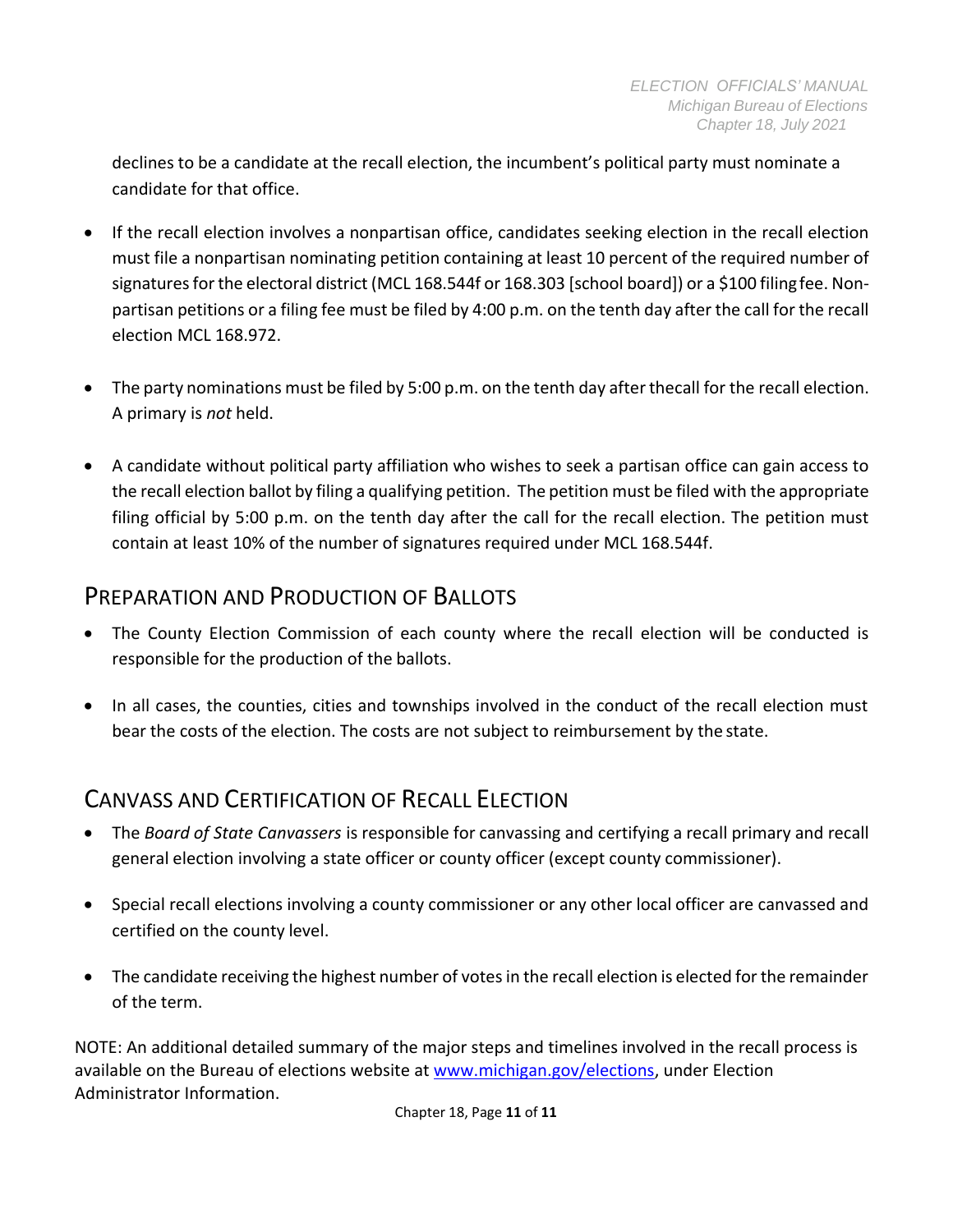declines to be a candidate at the recall election, the incumbent's political party must nominate a candidate for that office.

- If the recall election involves a nonpartisan office, candidates seeking election in the recall election must file a nonpartisan nominating petition containing at least 10 percent of the required number of signatures for the electoral district (MCL 168.544f or 168.303 [school board]) or a $100 filing fee. Non-partisan petitions or a filing fee must be filed by 4:00 p.m. on the tenth day after the call for the recall election MCL 168.972.

- The party nominations must be filed by 5:00 p.m. on the tenth day after thecall for the recall election. A primary is *not* held.

- A candidate without political party affiliation who wishes to seek a partisan office can gain access to the recall election ballot by filing a qualifying petition. The petition must be filed with the appropriate filing official by 5:00 p.m. on the tenth day after the call for the recall election. The petition must contain at least 10% of the number of signatures required under MCL 168.544f.

## Preparation and Production of Ballots

- The County Election Commission of each county where the recall election will be conducted is responsible for the production of the ballots.

- In all cases, the counties, cities and townships involved in the conduct of the recall election must bear the costs of the election. The costs are not subject to reimbursement by the state.

## Canvass and Certification of Recall Election

- The *Board of State Canvassers* is responsible for canvassing and certifying a recall primary and recall general election involving a state officer or county officer (except county commissioner).

- Special recall elections involving a county commissioner or any other local officer are canvassed and certified on the county level.

- The candidate receiving the highest number of votes in the recall election is elected for the remainder of the term.

NOTE: An additional detailed summary of the major steps and timelines involved in the recall process is available on the Bureau of elections website at [www.michigan.gov/elections](http://www.michigan.gov/elections), under Election Administrator Information.